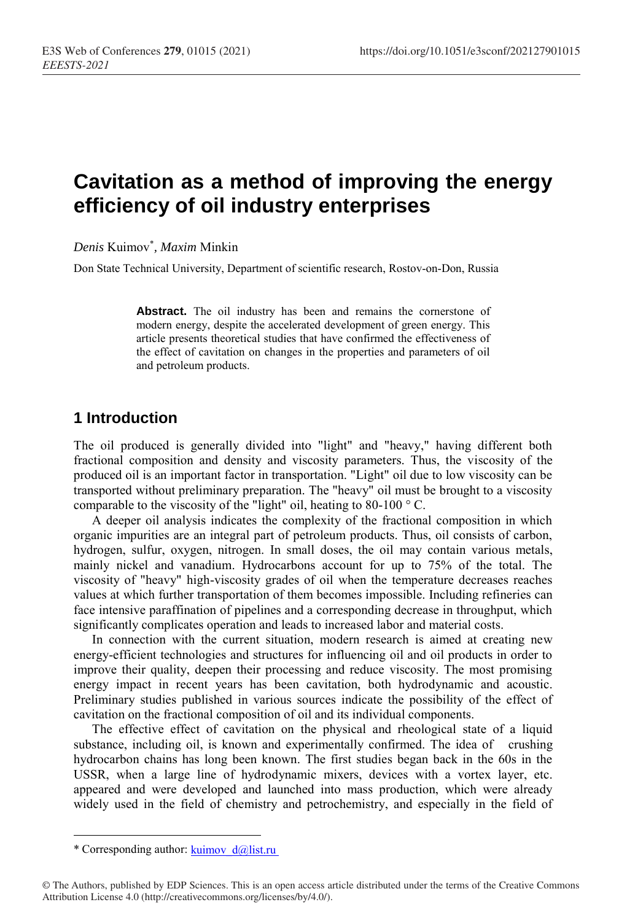# Cavitation as a method of improving the energy efficiency of oil industry enterprises

*Denis* Kuimov*, *Maxim* Minkin

Don State Technical University, Department of scientific research, Rostov-on-Don, Russia

**Abstract.** The oil industry has been and remains the cornerstone of modern energy, despite the accelerated development of green energy. This article presents theoretical studies that have confirmed the effectiveness of the effect of cavitation on changes in the properties and parameters of oil and petroleum products.

## 1 Introduction

The oil produced is generally divided into "light" and "heavy," having different both fractional composition and density and viscosity parameters. Thus, the viscosity of the produced oil is an important factor in transportation. "Light" oil due to low viscosity can be transported without preliminary preparation. The "heavy" oil must be brought to a viscosity comparable to the viscosity of the "light" oil, heating to 80-100 ° C.

A deeper oil analysis indicates the complexity of the fractional composition in which organic impurities are an integral part of petroleum products. Thus, oil consists of carbon, hydrogen, sulfur, oxygen, nitrogen. In small doses, the oil may contain various metals, mainly nickel and vanadium. Hydrocarbons account for up to 75% of the total. The viscosity of "heavy" high-viscosity grades of oil when the temperature decreases reaches values at which further transportation of them becomes impossible. Including refineries can face intensive paraffination of pipelines and a corresponding decrease in throughput, which significantly complicates operation and leads to increased labor and material costs.

In connection with the current situation, modern research is aimed at creating new energy-efficient technologies and structures for influencing oil and oil products in order to improve their quality, deepen their processing and reduce viscosity. The most promising energy impact in recent years has been cavitation, both hydrodynamic and acoustic. Preliminary studies published in various sources indicate the possibility of the effect of cavitation on the fractional composition of oil and its individual components.

The effective effect of cavitation on the physical and rheological state of a liquid substance, including oil, is known and experimentally confirmed. The idea of crushing hydrocarbon chains has long been known. The first studies began back in the 60s in the USSR, when a large line of hydrodynamic mixers, devices with a vortex layer, etc. appeared and were developed and launched into mass production, which were already widely used in the field of chemistry and petrochemistry, and especially in the field of

* Corresponding author: kuimov_d@list.ru

© The Authors, published by EDP Sciences. This is an open access article distributed under the terms of the Creative Commons Attribution License 4.0 (http://creativecommons.org/licenses/by/4.0/).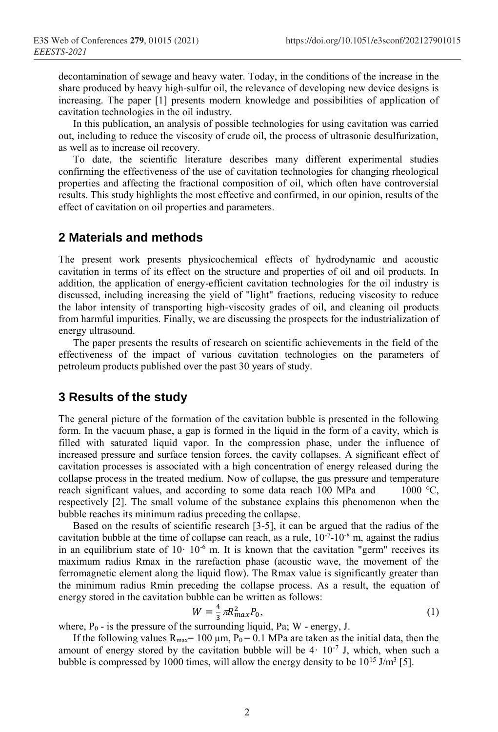decontamination of sewage and heavy water. Today, in the conditions of the increase in the share produced by heavy high-sulfur oil, the relevance of developing new device designs is increasing. The paper [1] presents modern knowledge and possibilities of application of cavitation technologies in the oil industry.

In this publication, an analysis of possible technologies for using cavitation was carried out, including to reduce the viscosity of crude oil, the process of ultrasonic desulfurization, as well as to increase oil recovery.

To date, the scientific literature describes many different experimental studies confirming the effectiveness of the use of cavitation technologies for changing rheological properties and affecting the fractional composition of oil, which often have controversial results. This study highlights the most effective and confirmed, in our opinion, results of the effect of cavitation on oil properties and parameters.

## 2 Materials and methods

The present work presents physicochemical effects of hydrodynamic and acoustic cavitation in terms of its effect on the structure and properties of oil and oil products. In addition, the application of energy-efficient cavitation technologies for the oil industry is discussed, including increasing the yield of "light" fractions, reducing viscosity to reduce the labor intensity of transporting high-viscosity grades of oil, and cleaning oil products from harmful impurities. Finally, we are discussing the prospects for the industrialization of energy ultrasound.

The paper presents the results of research on scientific achievements in the field of the effectiveness of the impact of various cavitation technologies on the parameters of petroleum products published over the past 30 years of study.

## 3 Results of the study

The general picture of the formation of the cavitation bubble is presented in the following form. In the vacuum phase, a gap is formed in the liquid in the form of a cavity, which is filled with saturated liquid vapor. In the compression phase, under the influence of increased pressure and surface tension forces, the cavity collapses. A significant effect of cavitation processes is associated with a high concentration of energy released during the collapse process in the treated medium. Now of collapse, the gas pressure and temperature reach significant values, and according to some data reach 100 MPa and 1000 °C, respectively [2]. The small volume of the substance explains this phenomenon when the bubble reaches its minimum radius preceding the collapse.

Based on the results of scientific research [3-5], it can be argued that the radius of the cavitation bubble at the time of collapse can reach, as a rule, $10^{-7}$-$10^{-8}$ m, against the radius in an equilibrium state of $10 \cdot 10^{-6}$ m. It is known that the cavitation "germ" receives its maximum radius Rmax in the rarefaction phase (acoustic wave, the movement of the ferromagnetic element along the liquid flow). The Rmax value is significantly greater than the minimum radius Rmin preceding the collapse process. As a result, the equation of energy stored in the cavitation bubble can be written as follows:

$$W = \frac{4}{3}\pi R_{max}^2 P_0, \tag{1}$$

where, $P_0$ - is the pressure of the surrounding liquid, Pa; W - energy, J.

If the following values $R_{max}$= 100 μm, $P_0$ = 0.1 MPa are taken as the initial data, then the amount of energy stored by the cavitation bubble will be $4 \cdot 10^{-7}$ J, which, when such a bubble is compressed by 1000 times, will allow the energy density to be $10^{15}$ J/m$^3$ [5].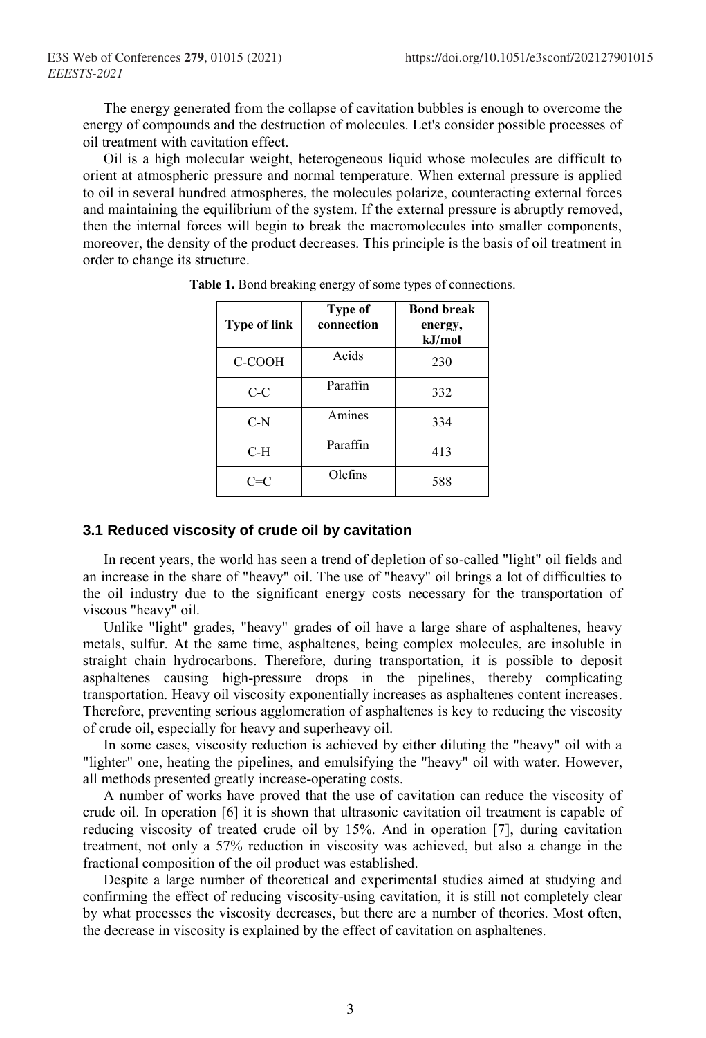The energy generated from the collapse of cavitation bubbles is enough to overcome the energy of compounds and the destruction of molecules. Let's consider possible processes of oil treatment with cavitation effect.

Oil is a high molecular weight, heterogeneous liquid whose molecules are difficult to orient at atmospheric pressure and normal temperature. When external pressure is applied to oil in several hundred atmospheres, the molecules polarize, counteracting external forces and maintaining the equilibrium of the system. If the external pressure is abruptly removed, then the internal forces will begin to break the macromolecules into smaller components, moreover, the density of the product decreases. This principle is the basis of oil treatment in order to change its structure.

**Table 1.** Bond breaking energy of some types of connections.

| Type of link | Type of connection | Bond break energy, kJ/mol |
|---|---|---|
| C-COOH | Acids | 230 |
| C-C | Paraffin | 332 |
| C-N | Amines | 334 |
| C-H | Paraffin | 413 |
| C=C | Olefins | 588 |

### 3.1 Reduced viscosity of crude oil by cavitation

In recent years, the world has seen a trend of depletion of so-called "light" oil fields and an increase in the share of "heavy" oil. The use of "heavy" oil brings a lot of difficulties to the oil industry due to the significant energy costs necessary for the transportation of viscous "heavy" oil.

Unlike "light" grades, "heavy" grades of oil have a large share of asphaltenes, heavy metals, sulfur. At the same time, asphaltenes, being complex molecules, are insoluble in straight chain hydrocarbons. Therefore, during transportation, it is possible to deposit asphaltenes causing high-pressure drops in the pipelines, thereby complicating transportation. Heavy oil viscosity exponentially increases as asphaltenes content increases. Therefore, preventing serious agglomeration of asphaltenes is key to reducing the viscosity of crude oil, especially for heavy and superheavy oil.

In some cases, viscosity reduction is achieved by either diluting the "heavy" oil with a "lighter" one, heating the pipelines, and emulsifying the "heavy" oil with water. However, all methods presented greatly increase-operating costs.

A number of works have proved that the use of cavitation can reduce the viscosity of crude oil. In operation [6] it is shown that ultrasonic cavitation oil treatment is capable of reducing viscosity of treated crude oil by 15%. And in operation [7], during cavitation treatment, not only a 57% reduction in viscosity was achieved, but also a change in the fractional composition of the oil product was established.

Despite a large number of theoretical and experimental studies aimed at studying and confirming the effect of reducing viscosity-using cavitation, it is still not completely clear by what processes the viscosity decreases, but there are a number of theories. Most often, the decrease in viscosity is explained by the effect of cavitation on asphaltenes.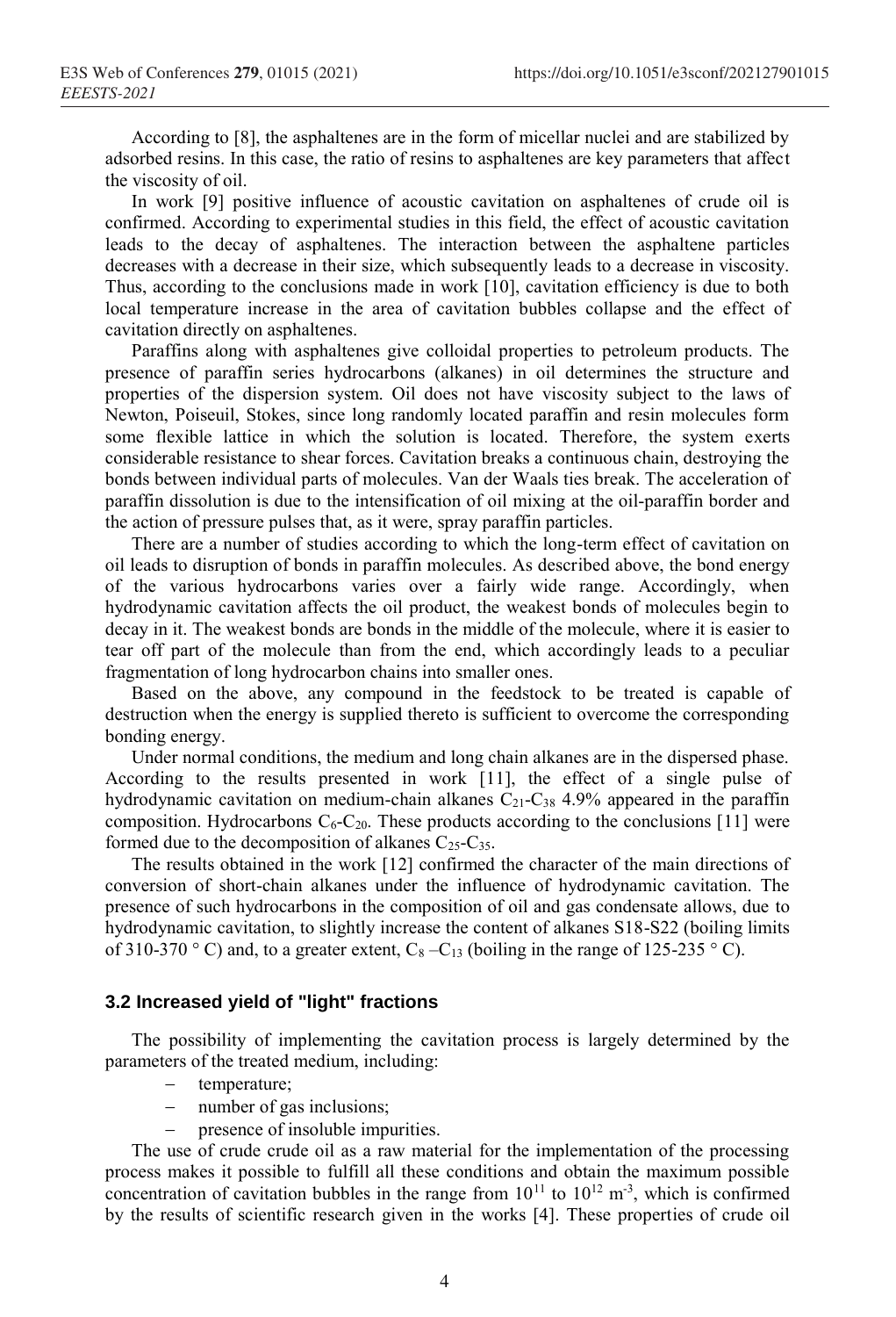According to [8], the asphaltenes are in the form of micellar nuclei and are stabilized by adsorbed resins. In this case, the ratio of resins to asphaltenes are key parameters that affect the viscosity of oil.

In work [9] positive influence of acoustic cavitation on asphaltenes of crude oil is confirmed. According to experimental studies in this field, the effect of acoustic cavitation leads to the decay of asphaltenes. The interaction between the asphaltene particles decreases with a decrease in their size, which subsequently leads to a decrease in viscosity. Thus, according to the conclusions made in work [10], cavitation efficiency is due to both local temperature increase in the area of cavitation bubbles collapse and the effect of cavitation directly on asphaltenes.

Paraffins along with asphaltenes give colloidal properties to petroleum products. The presence of paraffin series hydrocarbons (alkanes) in oil determines the structure and properties of the dispersion system. Oil does not have viscosity subject to the laws of Newton, Poiseuil, Stokes, since long randomly located paraffin and resin molecules form some flexible lattice in which the solution is located. Therefore, the system exerts considerable resistance to shear forces. Cavitation breaks a continuous chain, destroying the bonds between individual parts of molecules. Van der Waals ties break. The acceleration of paraffin dissolution is due to the intensification of oil mixing at the oil-paraffin border and the action of pressure pulses that, as it were, spray paraffin particles.

There are a number of studies according to which the long-term effect of cavitation on oil leads to disruption of bonds in paraffin molecules. As described above, the bond energy of the various hydrocarbons varies over a fairly wide range. Accordingly, when hydrodynamic cavitation affects the oil product, the weakest bonds of molecules begin to decay in it. The weakest bonds are bonds in the middle of the molecule, where it is easier to tear off part of the molecule than from the end, which accordingly leads to a peculiar fragmentation of long hydrocarbon chains into smaller ones.

Based on the above, any compound in the feedstock to be treated is capable of destruction when the energy is supplied thereto is sufficient to overcome the corresponding bonding energy.

Under normal conditions, the medium and long chain alkanes are in the dispersed phase. According to the results presented in work [11], the effect of a single pulse of hydrodynamic cavitation on medium-chain alkanes $C_{21}$-$C_{38}$ 4.9% appeared in the paraffin composition. Hydrocarbons $C_6$-$C_{20}$. These products according to the conclusions [11] were formed due to the decomposition of alkanes $C_{25}$-$C_{35}$.

The results obtained in the work [12] confirmed the character of the main directions of conversion of short-chain alkanes under the influence of hydrodynamic cavitation. The presence of such hydrocarbons in the composition of oil and gas condensate allows, due to hydrodynamic cavitation, to slightly increase the content of alkanes S18-S22 (boiling limits of 310-370 ° C) and, to a greater extent, $C_8$ –$C_{13}$ (boiling in the range of 125-235 ° C).

### 3.2 Increased yield of "light" fractions

The possibility of implementing the cavitation process is largely determined by the parameters of the treated medium, including:

- temperature;
- number of gas inclusions;
- presence of insoluble impurities.

The use of crude crude oil as a raw material for the implementation of the processing process makes it possible to fulfill all these conditions and obtain the maximum possible concentration of cavitation bubbles in the range from $10^{11}$ to $10^{12}$ $m^{-3}$, which is confirmed by the results of scientific research given in the works [4]. These properties of crude oil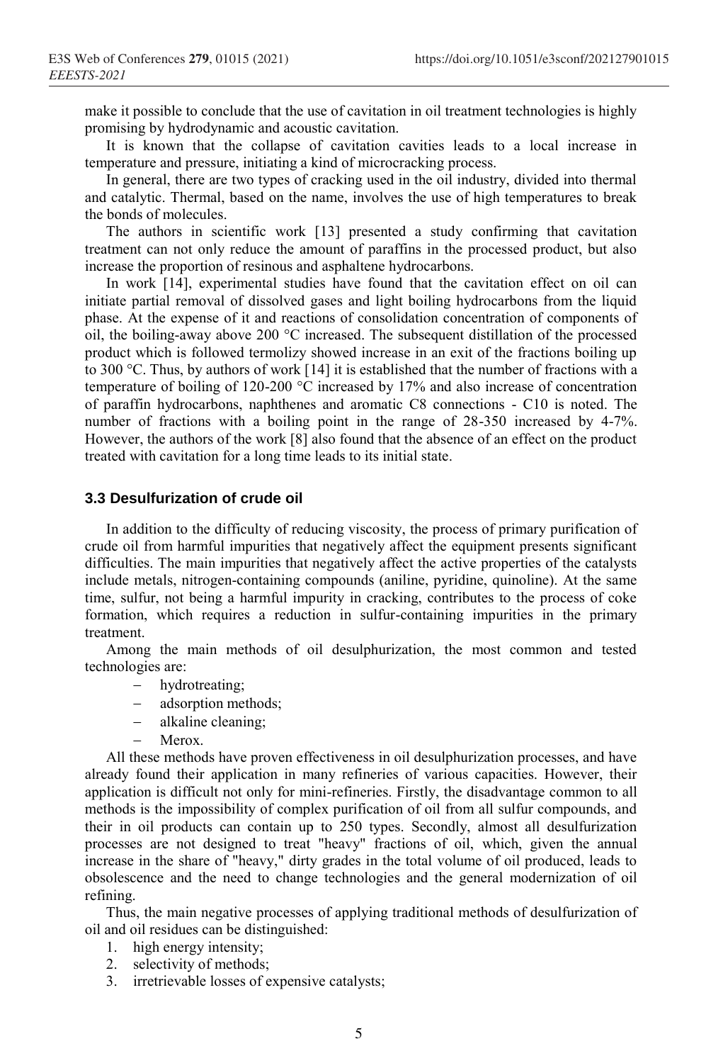make it possible to conclude that the use of cavitation in oil treatment technologies is highly promising by hydrodynamic and acoustic cavitation.

It is known that the collapse of cavitation cavities leads to a local increase in temperature and pressure, initiating a kind of microcracking process.

In general, there are two types of cracking used in the oil industry, divided into thermal and catalytic. Thermal, based on the name, involves the use of high temperatures to break the bonds of molecules.

The authors in scientific work [13] presented a study confirming that cavitation treatment can not only reduce the amount of paraffins in the processed product, but also increase the proportion of resinous and asphaltene hydrocarbons.

In work [14], experimental studies have found that the cavitation effect on oil can initiate partial removal of dissolved gases and light boiling hydrocarbons from the liquid phase. At the expense of it and reactions of consolidation concentration of components of oil, the boiling-away above 200 °C increased. The subsequent distillation of the processed product which is followed termolizy showed increase in an exit of the fractions boiling up to 300 °C. Thus, by authors of work [14] it is established that the number of fractions with a temperature of boiling of 120-200 °C increased by 17% and also increase of concentration of paraffin hydrocarbons, naphthenes and aromatic C8 connections - C10 is noted. The number of fractions with a boiling point in the range of 28-350 increased by 4-7%. However, the authors of the work [8] also found that the absence of an effect on the product treated with cavitation for a long time leads to its initial state.

### 3.3 Desulfurization of crude oil

In addition to the difficulty of reducing viscosity, the process of primary purification of crude oil from harmful impurities that negatively affect the equipment presents significant difficulties. The main impurities that negatively affect the active properties of the catalysts include metals, nitrogen-containing compounds (aniline, pyridine, quinoline). At the same time, sulfur, not being a harmful impurity in cracking, contributes to the process of coke formation, which requires a reduction in sulfur-containing impurities in the primary treatment.

Among the main methods of oil desulphurization, the most common and tested technologies are:

- hydrotreating;
- adsorption methods;
- alkaline cleaning;
- Merox.

All these methods have proven effectiveness in oil desulphurization processes, and have already found their application in many refineries of various capacities. However, their application is difficult not only for mini-refineries. Firstly, the disadvantage common to all methods is the impossibility of complex purification of oil from all sulfur compounds, and their in oil products can contain up to 250 types. Secondly, almost all desulfurization processes are not designed to treat "heavy" fractions of oil, which, given the annual increase in the share of "heavy," dirty grades in the total volume of oil produced, leads to obsolescence and the need to change technologies and the general modernization of oil refining.

Thus, the main negative processes of applying traditional methods of desulfurization of oil and oil residues can be distinguished:

1. high energy intensity;
2. selectivity of methods;
3. irretrievable losses of expensive catalysts;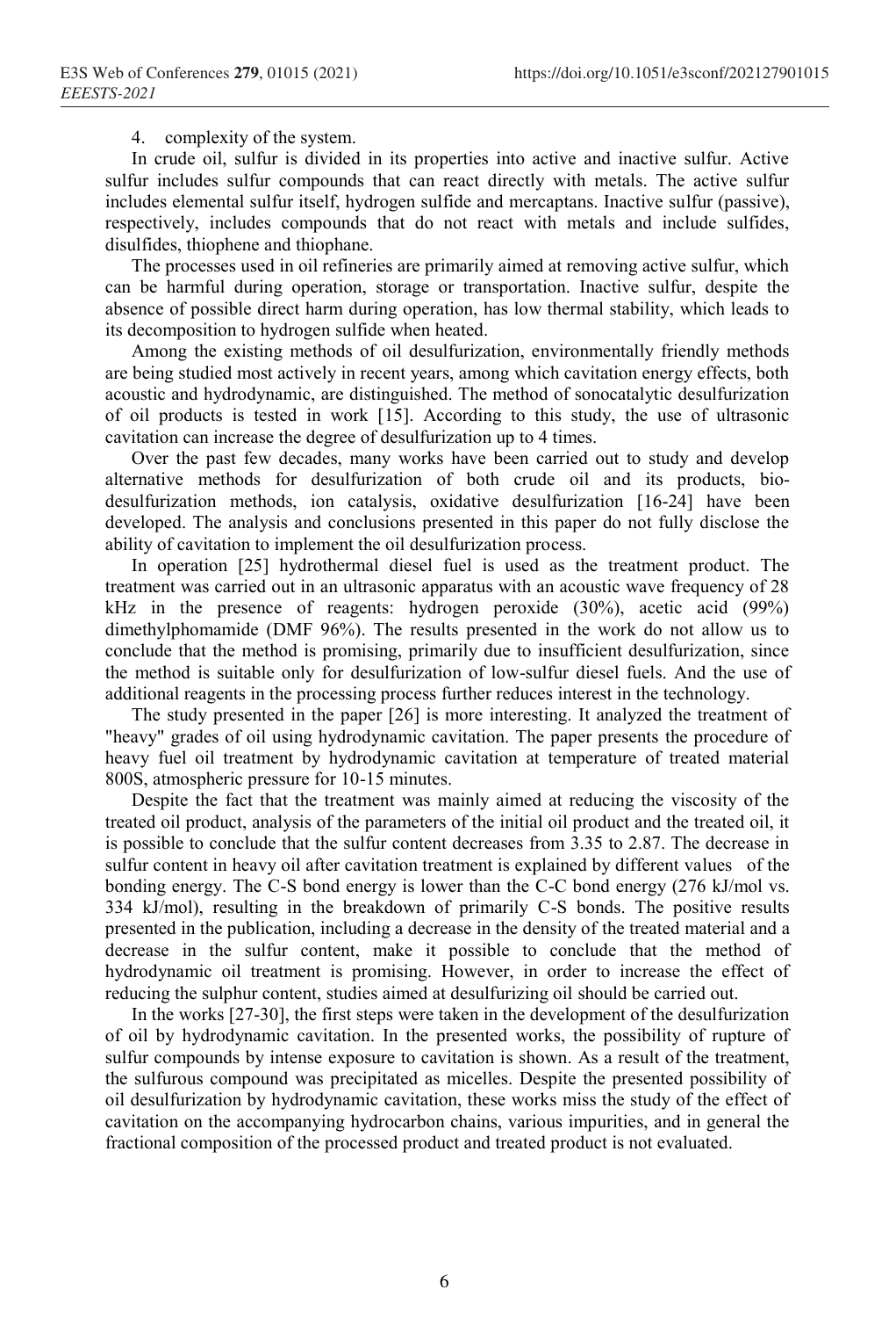4. complexity of the system.

In crude oil, sulfur is divided in its properties into active and inactive sulfur. Active sulfur includes sulfur compounds that can react directly with metals. The active sulfur includes elemental sulfur itself, hydrogen sulfide and mercaptans. Inactive sulfur (passive), respectively, includes compounds that do not react with metals and include sulfides, disulfides, thiophene and thiophane.

The processes used in oil refineries are primarily aimed at removing active sulfur, which can be harmful during operation, storage or transportation. Inactive sulfur, despite the absence of possible direct harm during operation, has low thermal stability, which leads to its decomposition to hydrogen sulfide when heated.

Among the existing methods of oil desulfurization, environmentally friendly methods are being studied most actively in recent years, among which cavitation energy effects, both acoustic and hydrodynamic, are distinguished. The method of sonocatalytic desulfurization of oil products is tested in work [15]. According to this study, the use of ultrasonic cavitation can increase the degree of desulfurization up to 4 times.

Over the past few decades, many works have been carried out to study and develop alternative methods for desulfurization of both crude oil and its products, bio-desulfurization methods, ion catalysis, oxidative desulfurization [16-24] have been developed. The analysis and conclusions presented in this paper do not fully disclose the ability of cavitation to implement the oil desulfurization process.

In operation [25] hydrothermal diesel fuel is used as the treatment product. The treatment was carried out in an ultrasonic apparatus with an acoustic wave frequency of 28 kHz in the presence of reagents: hydrogen peroxide (30%), acetic acid (99%) dimethylphomamide (DMF 96%). The results presented in the work do not allow us to conclude that the method is promising, primarily due to insufficient desulfurization, since the method is suitable only for desulfurization of low-sulfur diesel fuels. And the use of additional reagents in the processing process further reduces interest in the technology.

The study presented in the paper [26] is more interesting. It analyzed the treatment of "heavy" grades of oil using hydrodynamic cavitation. The paper presents the procedure of heavy fuel oil treatment by hydrodynamic cavitation at temperature of treated material 800S, atmospheric pressure for 10-15 minutes.

Despite the fact that the treatment was mainly aimed at reducing the viscosity of the treated oil product, analysis of the parameters of the initial oil product and the treated oil, it is possible to conclude that the sulfur content decreases from 3.35 to 2.87. The decrease in sulfur content in heavy oil after cavitation treatment is explained by different values of the bonding energy. The C-S bond energy is lower than the C-C bond energy (276 kJ/mol vs. 334 kJ/mol), resulting in the breakdown of primarily C-S bonds. The positive results presented in the publication, including a decrease in the density of the treated material and a decrease in the sulfur content, make it possible to conclude that the method of hydrodynamic oil treatment is promising. However, in order to increase the effect of reducing the sulphur content, studies aimed at desulfurizing oil should be carried out.

In the works [27-30], the first steps were taken in the development of the desulfurization of oil by hydrodynamic cavitation. In the presented works, the possibility of rupture of sulfur compounds by intense exposure to cavitation is shown. As a result of the treatment, the sulfurous compound was precipitated as micelles. Despite the presented possibility of oil desulfurization by hydrodynamic cavitation, these works miss the study of the effect of cavitation on the accompanying hydrocarbon chains, various impurities, and in general the fractional composition of the processed product and treated product is not evaluated.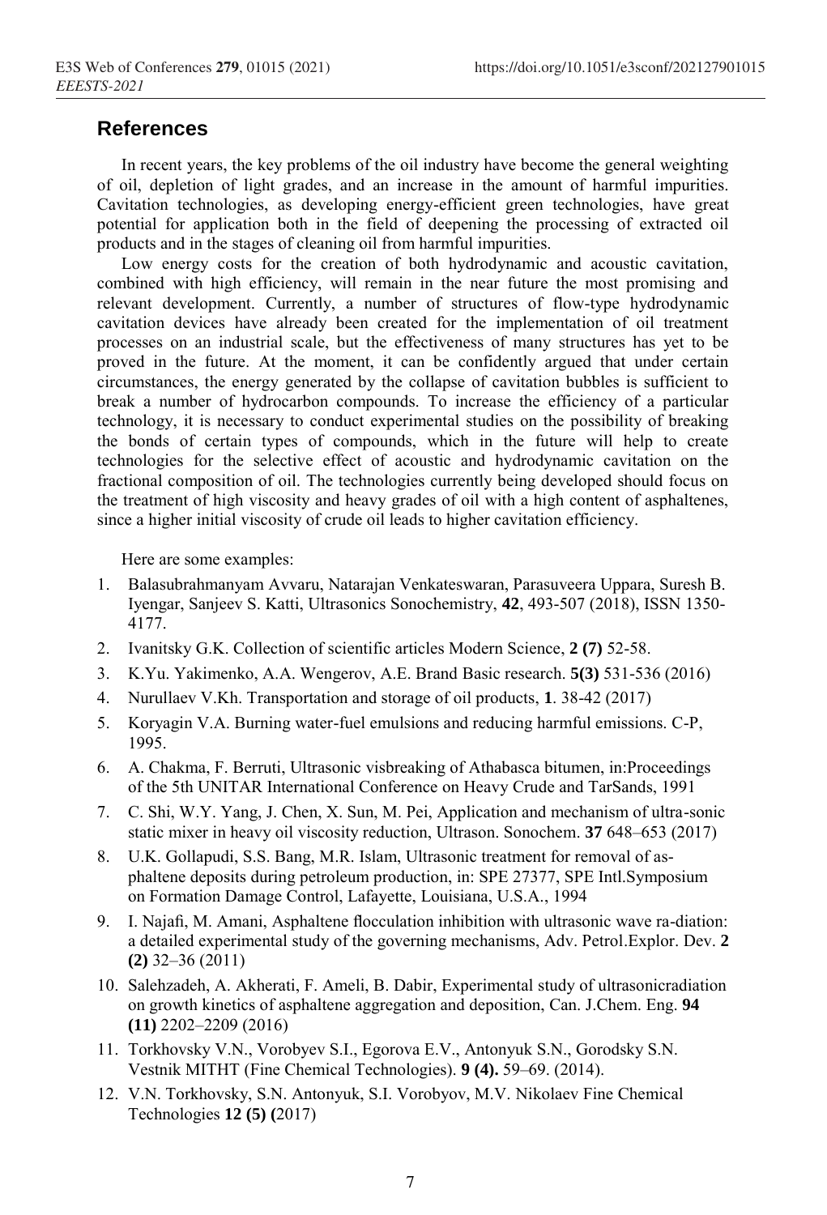## References

In recent years, the key problems of the oil industry have become the general weighting of oil, depletion of light grades, and an increase in the amount of harmful impurities. Cavitation technologies, as developing energy-efficient green technologies, have great potential for application both in the field of deepening the processing of extracted oil products and in the stages of cleaning oil from harmful impurities.

Low energy costs for the creation of both hydrodynamic and acoustic cavitation, combined with high efficiency, will remain in the near future the most promising and relevant development. Currently, a number of structures of flow-type hydrodynamic cavitation devices have already been created for the implementation of oil treatment processes on an industrial scale, but the effectiveness of many structures has yet to be proved in the future. At the moment, it can be confidently argued that under certain circumstances, the energy generated by the collapse of cavitation bubbles is sufficient to break a number of hydrocarbon compounds. To increase the efficiency of a particular technology, it is necessary to conduct experimental studies on the possibility of breaking the bonds of certain types of compounds, which in the future will help to create technologies for the selective effect of acoustic and hydrodynamic cavitation on the fractional composition of oil. The technologies currently being developed should focus on the treatment of high viscosity and heavy grades of oil with a high content of asphaltenes, since a higher initial viscosity of crude oil leads to higher cavitation efficiency.

Here are some examples:

1. Balasubrahmanyam Avvaru, Natarajan Venkateswaran, Parasuveera Uppara, Suresh B. Iyengar, Sanjeev S. Katti, Ultrasonics Sonochemistry, **42**, 493-507 (2018), ISSN 1350-4177.
2. Ivanitsky G.K. Collection of scientific articles Modern Science, **2 (7)** 52-58.
3. K.Yu. Yakimenko, A.A. Wengerov, A.E. Brand Basic research. **5(3)** 531-536 (2016)
4. Nurullaev V.Kh. Transportation and storage of oil products, **1**. 38-42 (2017)
5. Koryagin V.A. Burning water-fuel emulsions and reducing harmful emissions. C-P, 1995.
6. A. Chakma, F. Berruti, Ultrasonic visbreaking of Athabasca bitumen, in:Proceedings of the 5th UNITAR International Conference on Heavy Crude and TarSands, 1991
7. C. Shi, W.Y. Yang, J. Chen, X. Sun, M. Pei, Application and mechanism of ultra-sonic static mixer in heavy oil viscosity reduction, Ultrason. Sonochem. **37** 648–653 (2017)
8. U.K. Gollapudi, S.S. Bang, M.R. Islam, Ultrasonic treatment for removal of as-phaltene deposits during petroleum production, in: SPE 27377, SPE Intl.Symposium on Formation Damage Control, Lafayette, Louisiana, U.S.A., 1994
9. I. Najafi, M. Amani, Asphaltene flocculation inhibition with ultrasonic wave ra-diation: a detailed experimental study of the governing mechanisms, Adv. Petrol.Explor. Dev. **2 (2)** 32–36 (2011)
10. Salehzadeh, A. Akherati, F. Ameli, B. Dabir, Experimental study of ultrasonicradiation on growth kinetics of asphaltene aggregation and deposition, Can. J.Chem. Eng. **94 (11)** 2202–2209 (2016)
11. Torkhovsky V.N., Vorobyev S.I., Egorova E.V., Antonyuk S.N., Gorodsky S.N. Vestnik MITHT (Fine Chemical Technologies). **9 (4).** 59–69. (2014).
12. V.N. Torkhovsky, S.N. Antonyuk, S.I. Vorobyov, M.V. Nikolaev Fine Chemical Technologies **12 (5) (**2017)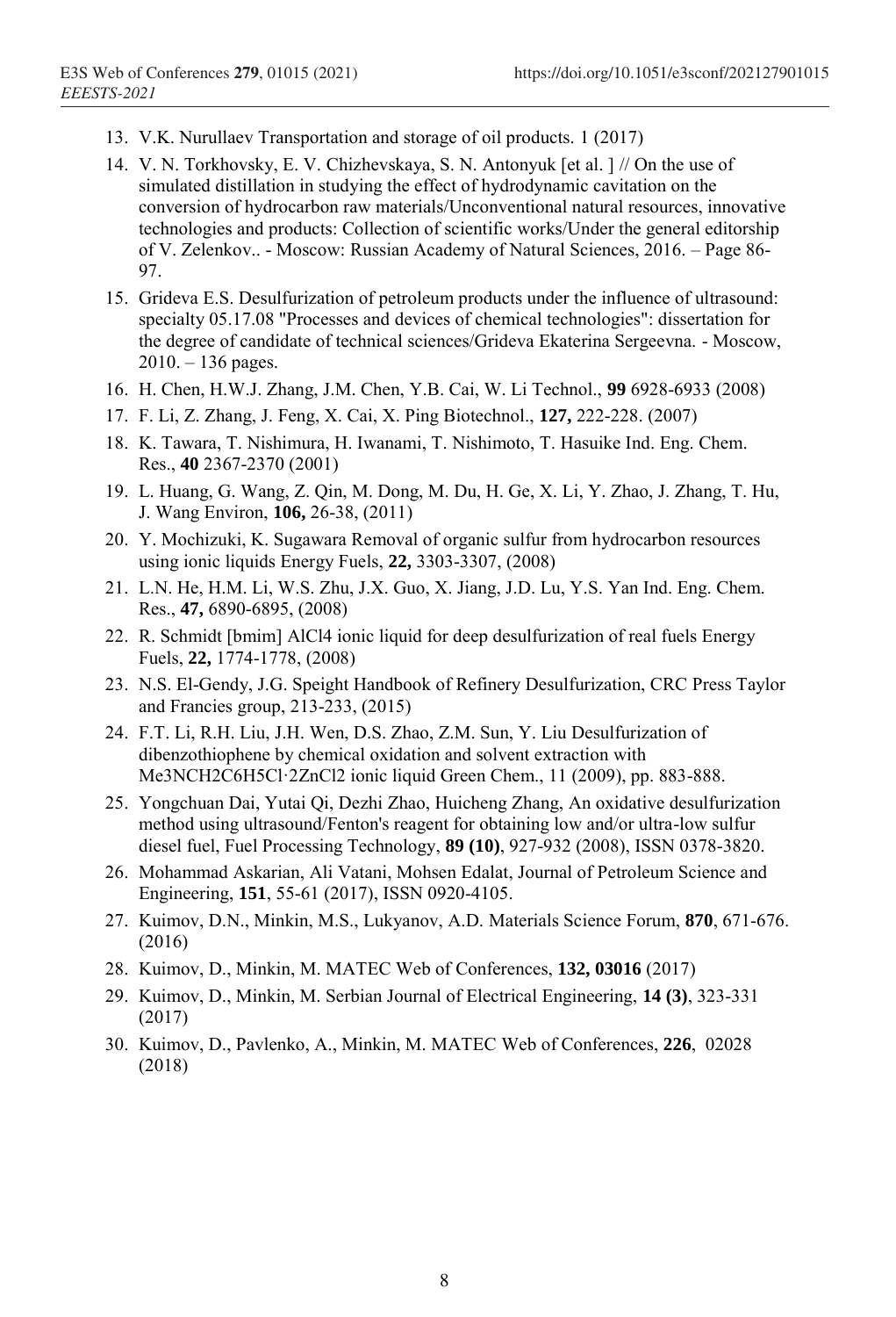13. V.K. Nurullaev Transportation and storage of oil products. 1 (2017)
14. V. N. Torkhovsky, E. V. Chizhevskaya, S. N. Antonyuk [et al. ] // On the use of simulated distillation in studying the effect of hydrodynamic cavitation on the conversion of hydrocarbon raw materials/Unconventional natural resources, innovative technologies and products: Collection of scientific works/Under the general editorship of V. Zelenkov.. - Moscow: Russian Academy of Natural Sciences, 2016. – Page 86-97.
15. Grideva E.S. Desulfurization of petroleum products under the influence of ultrasound: specialty 05.17.08 "Processes and devices of chemical technologies": dissertation for the degree of candidate of technical sciences/Grideva Ekaterina Sergeevna. - Moscow, 2010. – 136 pages.
16. H. Chen, H.W.J. Zhang, J.M. Chen, Y.B. Cai, W. Li Technol., **99** 6928-6933 (2008)
17. F. Li, Z. Zhang, J. Feng, X. Cai, X. Ping Biotechnol., **127,** 222-228. (2007)
18. K. Tawara, T. Nishimura, H. Iwanami, T. Nishimoto, T. Hasuike Ind. Eng. Chem. Res., **40** 2367-2370 (2001)
19. L. Huang, G. Wang, Z. Qin, M. Dong, M. Du, H. Ge, X. Li, Y. Zhao, J. Zhang, T. Hu, J. Wang Environ, **106,** 26-38, (2011)
20. Y. Mochizuki, K. Sugawara Removal of organic sulfur from hydrocarbon resources using ionic liquids Energy Fuels, **22,** 3303-3307, (2008)
21. L.N. He, H.M. Li, W.S. Zhu, J.X. Guo, X. Jiang, J.D. Lu, Y.S. Yan Ind. Eng. Chem. Res., **47,** 6890-6895, (2008)
22. R. Schmidt [bmim] AlCl4 ionic liquid for deep desulfurization of real fuels Energy Fuels, **22,** 1774-1778, (2008)
23. N.S. El-Gendy, J.G. Speight Handbook of Refinery Desulfurization, CRC Press Taylor and Francies group, 213-233, (2015)
24. F.T. Li, R.H. Liu, J.H. Wen, D.S. Zhao, Z.M. Sun, Y. Liu Desulfurization of dibenzothiophene by chemical oxidation and solvent extraction with Me3NCH2C6H5Cl·2ZnCl2 ionic liquid Green Chem., 11 (2009), pp. 883-888.
25. Yongchuan Dai, Yutai Qi, Dezhi Zhao, Huicheng Zhang, An oxidative desulfurization method using ultrasound/Fenton's reagent for obtaining low and/or ultra-low sulfur diesel fuel, Fuel Processing Technology, **89 (10)**, 927-932 (2008), ISSN 0378-3820.
26. Mohammad Askarian, Ali Vatani, Mohsen Edalat, Journal of Petroleum Science and Engineering, **151**, 55-61 (2017), ISSN 0920-4105.
27. Kuimov, D.N., Minkin, M.S., Lukyanov, A.D. Materials Science Forum, **870**, 671-676. (2016)
28. Kuimov, D., Minkin, M. MATEC Web of Conferences, **132, 03016** (2017)
29. Kuimov, D., Minkin, M. Serbian Journal of Electrical Engineering, **14 (3)**, 323-331 (2017)
30. Kuimov, D., Pavlenko, A., Minkin, M. MATEC Web of Conferences, **226**, 02028 (2018)